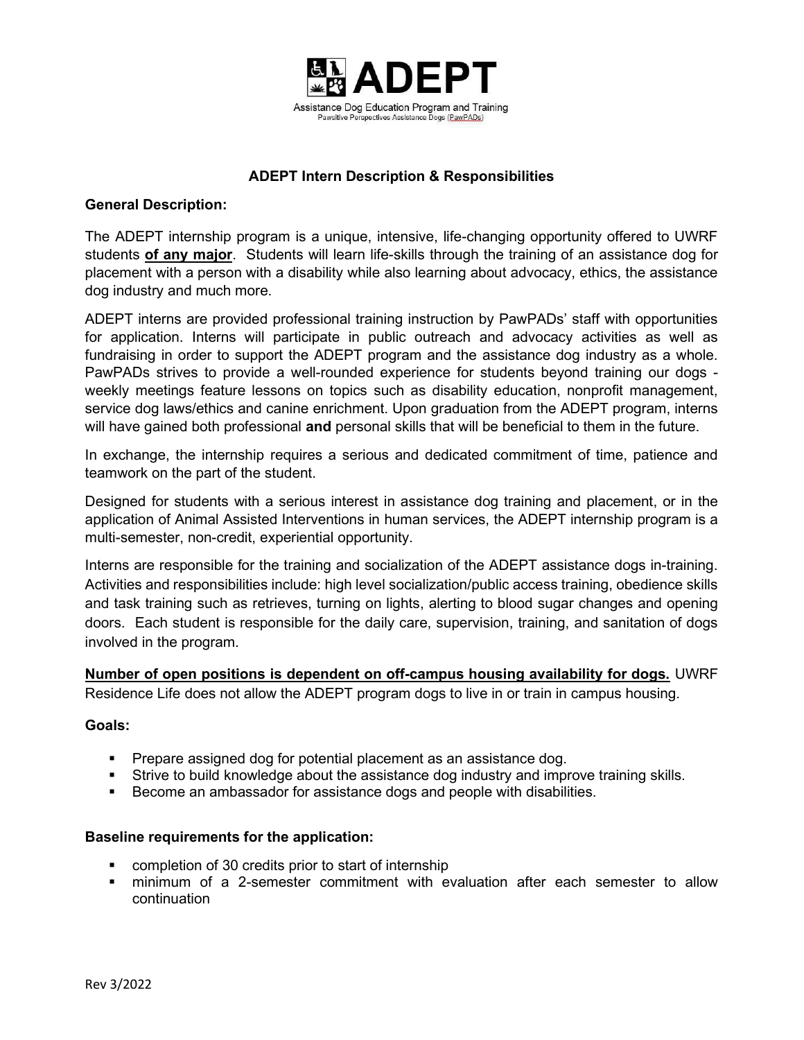# ADEPT

Assistance Dog Education Program and Training
Pawsitive Perspectives Assistance Dogs (PawPADs)

## ADEPT Intern Description & Responsibilities

**General Description:**

The ADEPT internship program is a unique, intensive, life-changing opportunity offered to UWRF students **of any major**. Students will learn life-skills through the training of an assistance dog for placement with a person with a disability while also learning about advocacy, ethics, the assistance dog industry and much more.

ADEPT interns are provided professional training instruction by PawPADs' staff with opportunities for application. Interns will participate in public outreach and advocacy activities as well as fundraising in order to support the ADEPT program and the assistance dog industry as a whole. PawPADs strives to provide a well-rounded experience for students beyond training our dogs - weekly meetings feature lessons on topics such as disability education, nonprofit management, service dog laws/ethics and canine enrichment. Upon graduation from the ADEPT program, interns will have gained both professional **and** personal skills that will be beneficial to them in the future.

In exchange, the internship requires a serious and dedicated commitment of time, patience and teamwork on the part of the student.

Designed for students with a serious interest in assistance dog training and placement, or in the application of Animal Assisted Interventions in human services, the ADEPT internship program is a multi-semester, non-credit, experiential opportunity.

Interns are responsible for the training and socialization of the ADEPT assistance dogs in-training. Activities and responsibilities include: high level socialization/public access training, obedience skills and task training such as retrieves, turning on lights, alerting to blood sugar changes and opening doors. Each student is responsible for the daily care, supervision, training, and sanitation of dogs involved in the program.

**Number of open positions is dependent on off-campus housing availability for dogs.** UWRF Residence Life does not allow the ADEPT program dogs to live in or train in campus housing.

**Goals:**

- Prepare assigned dog for potential placement as an assistance dog.
- Strive to build knowledge about the assistance dog industry and improve training skills.
- Become an ambassador for assistance dogs and people with disabilities.

**Baseline requirements for the application:**

- completion of 30 credits prior to start of internship
- minimum of a 2-semester commitment with evaluation after each semester to allow continuation

Rev 3/2022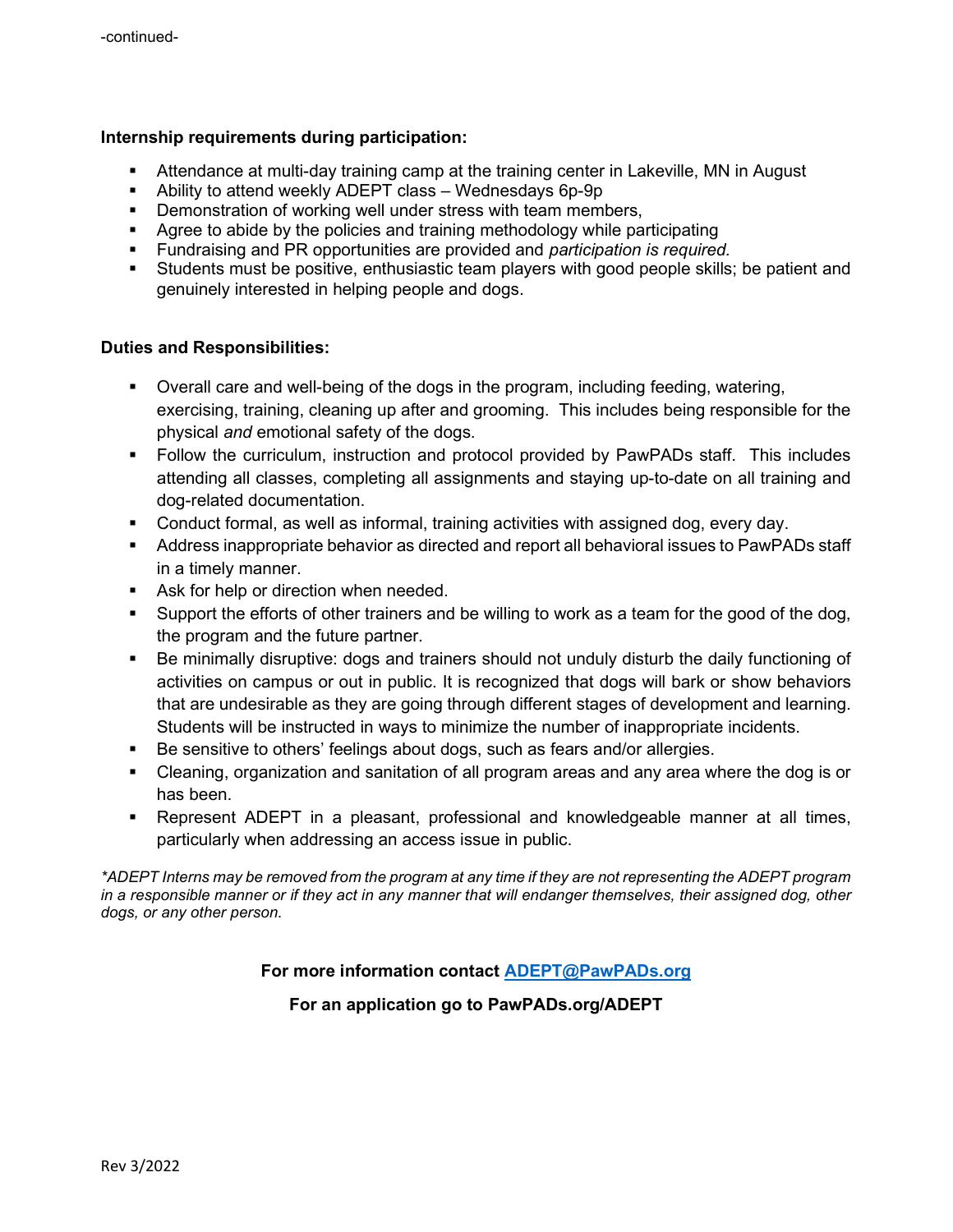-continued-

**Internship requirements during participation:**

- Attendance at multi-day training camp at the training center in Lakeville, MN in August
- Ability to attend weekly ADEPT class – Wednesdays 6p-9p
- Demonstration of working well under stress with team members,
- Agree to abide by the policies and training methodology while participating
- Fundraising and PR opportunities are provided and *participation is required.*
- Students must be positive, enthusiastic team players with good people skills; be patient and genuinely interested in helping people and dogs.

**Duties and Responsibilities:**

- Overall care and well-being of the dogs in the program, including feeding, watering, exercising, training, cleaning up after and grooming. This includes being responsible for the physical *and* emotional safety of the dogs.
- Follow the curriculum, instruction and protocol provided by PawPADs staff. This includes attending all classes, completing all assignments and staying up-to-date on all training and dog-related documentation.
- Conduct formal, as well as informal, training activities with assigned dog, every day.
- Address inappropriate behavior as directed and report all behavioral issues to PawPADs staff in a timely manner.
- Ask for help or direction when needed.
- Support the efforts of other trainers and be willing to work as a team for the good of the dog, the program and the future partner.
- Be minimally disruptive: dogs and trainers should not unduly disturb the daily functioning of activities on campus or out in public. It is recognized that dogs will bark or show behaviors that are undesirable as they are going through different stages of development and learning. Students will be instructed in ways to minimize the number of inappropriate incidents.
- Be sensitive to others' feelings about dogs, such as fears and/or allergies.
- Cleaning, organization and sanitation of all program areas and any area where the dog is or has been.
- Represent ADEPT in a pleasant, professional and knowledgeable manner at all times, particularly when addressing an access issue in public.

*\*ADEPT Interns may be removed from the program at any time if they are not representing the ADEPT program in a responsible manner or if they act in any manner that will endanger themselves, their assigned dog, other dogs, or any other person.*

**For more information contact [ADEPT@PawPADs.org](mailto:ADEPT@PawPADs.org)**

**For an application go to PawPADs.org/ADEPT**

Rev 3/2022